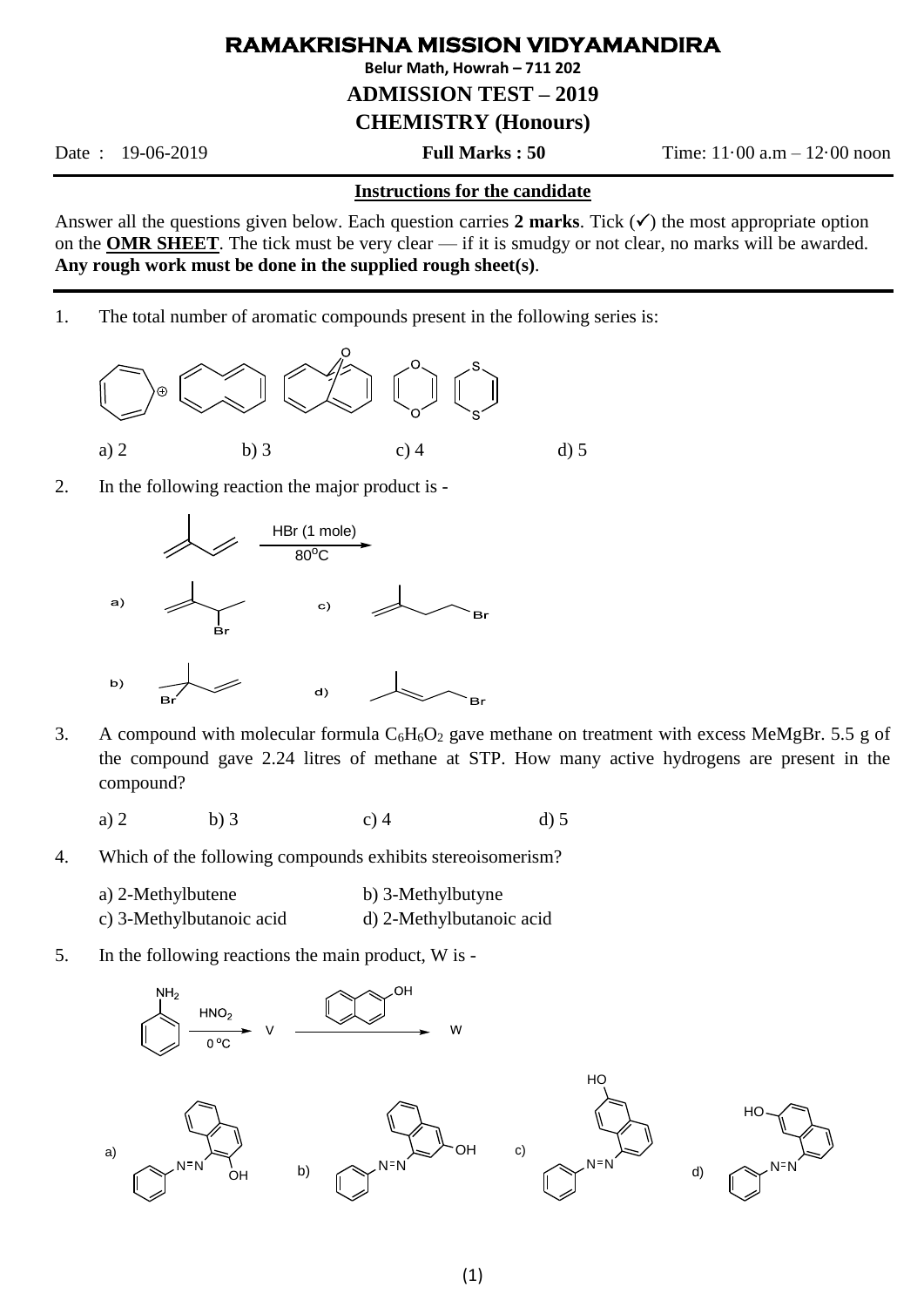# RAMAKRISHNA MISSION VIDYAMANDIRA

**Belur Math, Howrah – 711 202**

## ADMISSION TEST – 2019

## CHEMISTRY (Honours)

Date : 19-06-2019 **Full Marks : 50** Time: 11·00 a.m – 12·00 noon

---

**Instructions for the candidate**

Answer all the questions given below. Each question carries **2 marks**. Tick (✓) the most appropriate option on the **OMR SHEET**. The tick must be very clear — if it is smudgy or not clear, no marks will be awarded. **Any rough work must be done in the supplied rough sheet(s)**.

---

1. The total number of aromatic compounds present in the following series is:

   a) 2 b) 3 c) 4 d) 5

2. In the following reaction the major product is -

   HBr (1 mole), $80^oC$

   a) b) c) d)

3. A compound with molecular formula $C_6H_6O_2$ gave methane on treatment with excess MeMgBr. 5.5 g of the compound gave 2.24 litres of methane at STP. How many active hydrogens are present in the compound?

   a) 2 b) 3 c) 4 d) 5

4. Which of the following compounds exhibits stereoisomerism?

   a) 2-Methylbutene b) 3-Methylbutyne
   c) 3-Methylbutanoic acid d) 2-Methylbutanoic acid

5. In the following reactions the main product, W is -

   $HNO_2$, $0\ ^oC$ → V → W

   a) b) c) d)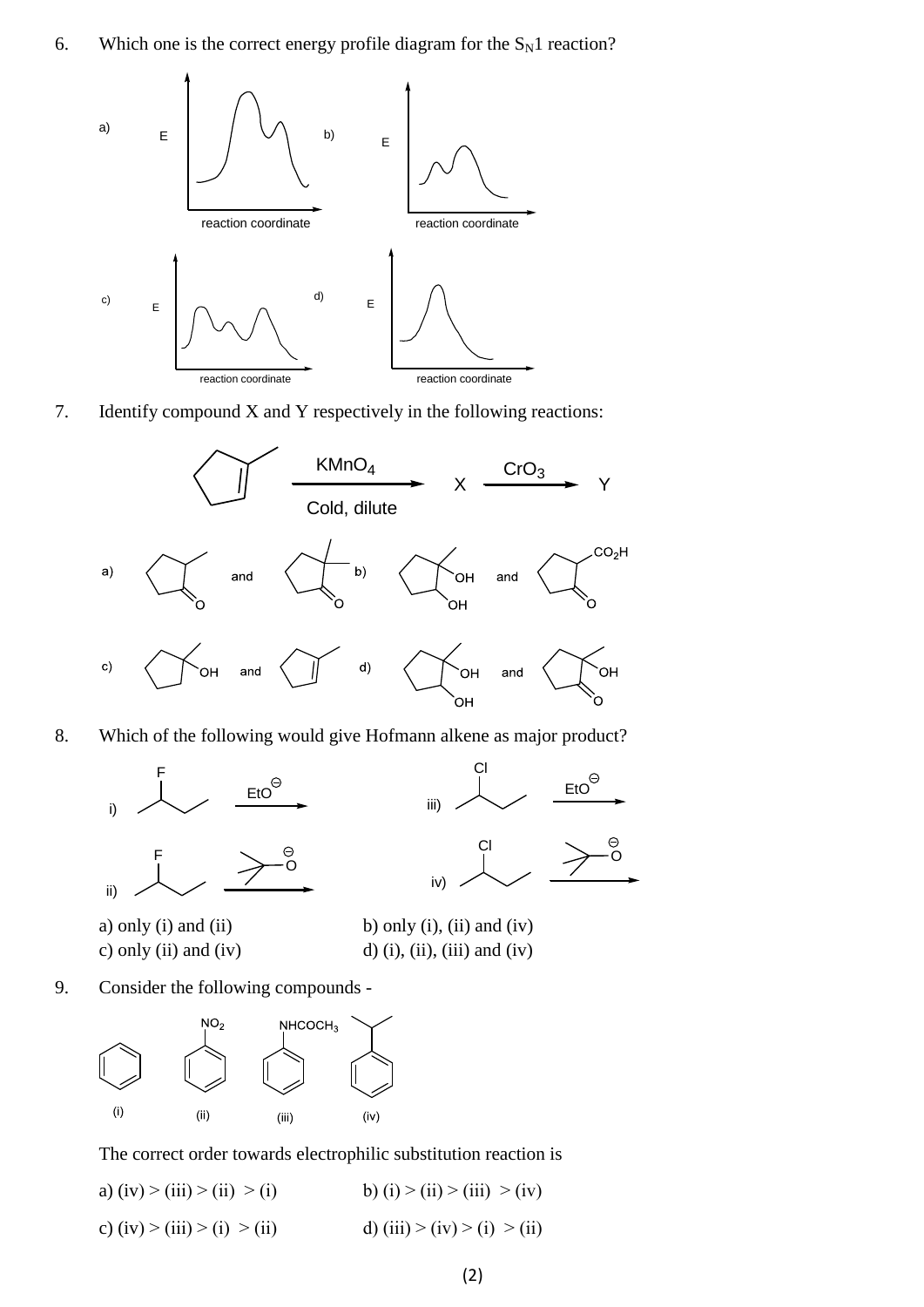6. Which one is the correct energy profile diagram for the $S_N1$ reaction?

a) E vs reaction coordinate

b) E vs reaction coordinate

c) E vs reaction coordinate

d) E vs reaction coordinate

7. Identify compound X and Y respectively in the following reactions:

$$\xrightarrow[\text{Cold, dilute}]{KMnO_4} X \xrightarrow{CrO_3} Y$$

a) and

b) OH, OH and $CO_2H$

c) OH and

d) OH, OH and OH

8. Which of the following would give Hofmann alkene as major product?

i) F, $EtO^{\ominus}$

ii) F, $^{\ominus}O$–t-Bu

iii) Cl, $EtO^{\ominus}$

iv) Cl, $^{\ominus}O$–t-Bu

a) only (i) and (ii)
b) only (i), (ii) and (iv)
c) only (ii) and (iv)
d) (i), (ii), (iii) and (iv)

9. Consider the following compounds -

(i) (ii) $NO_2$ (iii) $NHCOCH_3$ (iv)

The correct order towards electrophilic substitution reaction is

a) (iv) > (iii) > (ii) > (i)
b) (i) > (ii) > (iii) > (iv)
c) (iv) > (iii) > (i) > (ii)
d) (iii) > (iv) > (i) > (ii)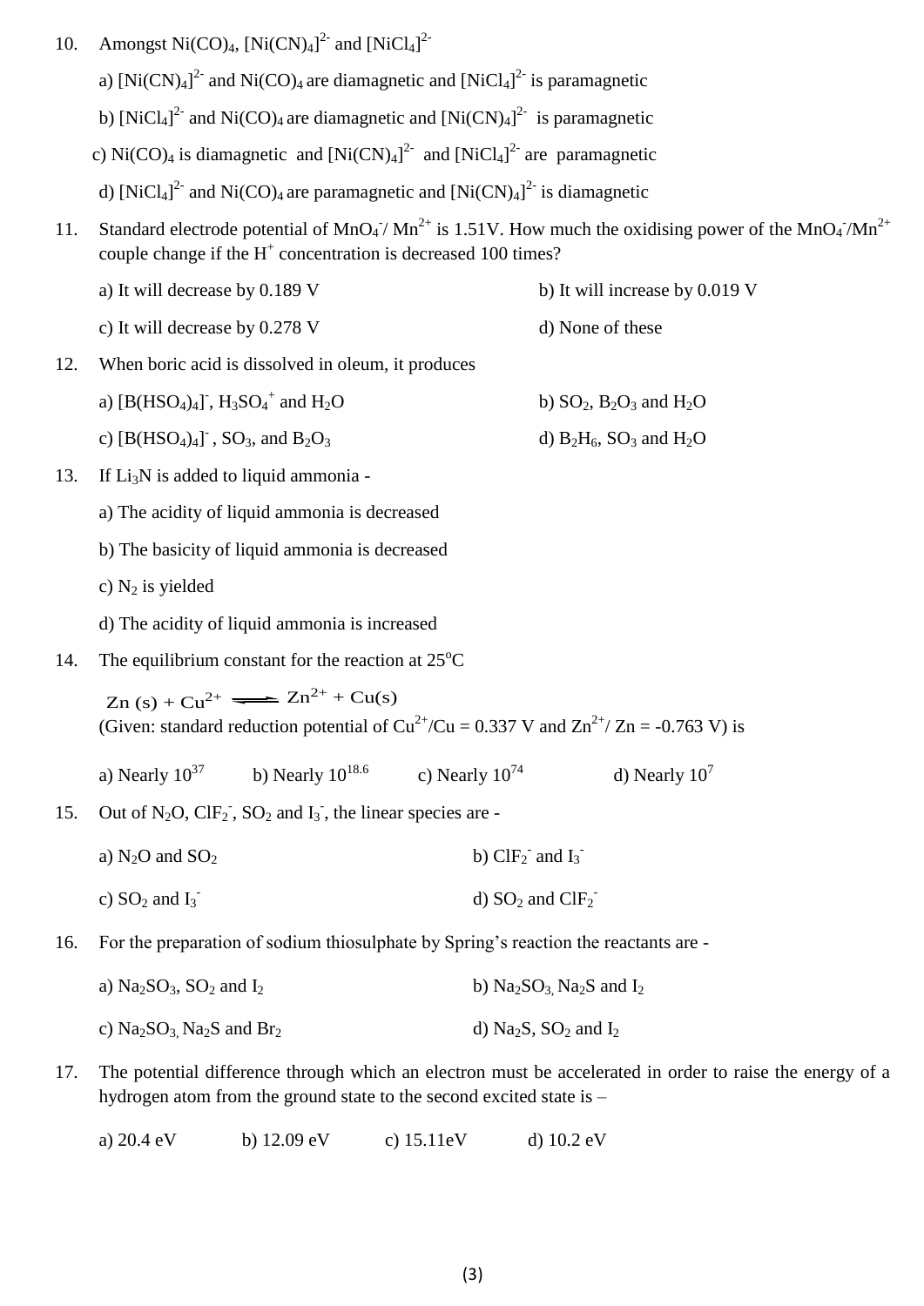10. Amongst $Ni(CO)_4$, $[Ni(CN)_4]^{2-}$ and $[NiCl_4]^{2-}$

    a) $[Ni(CN)_4]^{2-}$ and $Ni(CO)_4$ are diamagnetic and $[NiCl_4]^{2-}$ is paramagnetic

    b) $[NiCl_4]^{2-}$ and $Ni(CO)_4$ are diamagnetic and $[Ni(CN)_4]^{2-}$ is paramagnetic

    c) $Ni(CO)_4$ is diamagnetic and $[Ni(CN)_4]^{2-}$ and $[NiCl_4]^{2-}$ are paramagnetic

    d) $[NiCl_4]^{2-}$ and $Ni(CO)_4$ are paramagnetic and $[Ni(CN)_4]^{2-}$ is diamagnetic

11. Standard electrode potential of $MnO_4^-/Mn^{2+}$ is 1.51V. How much the oxidising power of the $MnO_4^-/Mn^{2+}$ couple change if the $H^+$ concentration is decreased 100 times?

    a) It will decrease by 0.189 V
    b) It will increase by 0.019 V
    c) It will decrease by 0.278 V
    d) None of these

12. When boric acid is dissolved in oleum, it produces

    a) $[B(HSO_4)_4]^-$, $H_3SO_4^+$ and $H_2O$
    b) $SO_2$, $B_2O_3$ and $H_2O$
    c) $[B(HSO_4)_4]^-$, $SO_3$, and $B_2O_3$
    d) $B_2H_6$, $SO_3$ and $H_2O$

13. If $Li_3N$ is added to liquid ammonia -

    a) The acidity of liquid ammonia is decreased

    b) The basicity of liquid ammonia is decreased

    c) $N_2$ is yielded

    d) The acidity of liquid ammonia is increased

14. The equilibrium constant for the reaction at 25°C

    $$Zn(s) + Cu^{2+} \rightleftharpoons Zn^{2+} + Cu(s)$$

    (Given: standard reduction potential of $Cu^{2+}/Cu$ = 0.337 V and $Zn^{2+}/Zn$ = -0.763 V) is

    a) Nearly $10^{37}$
    b) Nearly $10^{18.6}$
    c) Nearly $10^{74}$
    d) Nearly $10^{7}$

15. Out of $N_2O$, $ClF_2^-$, $SO_2$ and $I_3^-$, the linear species are -

    a) $N_2O$ and $SO_2$
    b) $ClF_2^-$ and $I_3^-$
    c) $SO_2$ and $I_3^-$
    d) $SO_2$ and $ClF_2^-$

16. For the preparation of sodium thiosulphate by Spring's reaction the reactants are -

    a) $Na_2SO_3$, $SO_2$ and $I_2$
    b) $Na_2SO_3$, $Na_2S$ and $I_2$
    c) $Na_2SO_3$, $Na_2S$ and $Br_2$
    d) $Na_2S$, $SO_2$ and $I_2$

17. The potential difference through which an electron must be accelerated in order to raise the energy of a hydrogen atom from the ground state to the second excited state is –

    a) 20.4 eV
    b) 12.09 eV
    c) 15.11eV
    d) 10.2 eV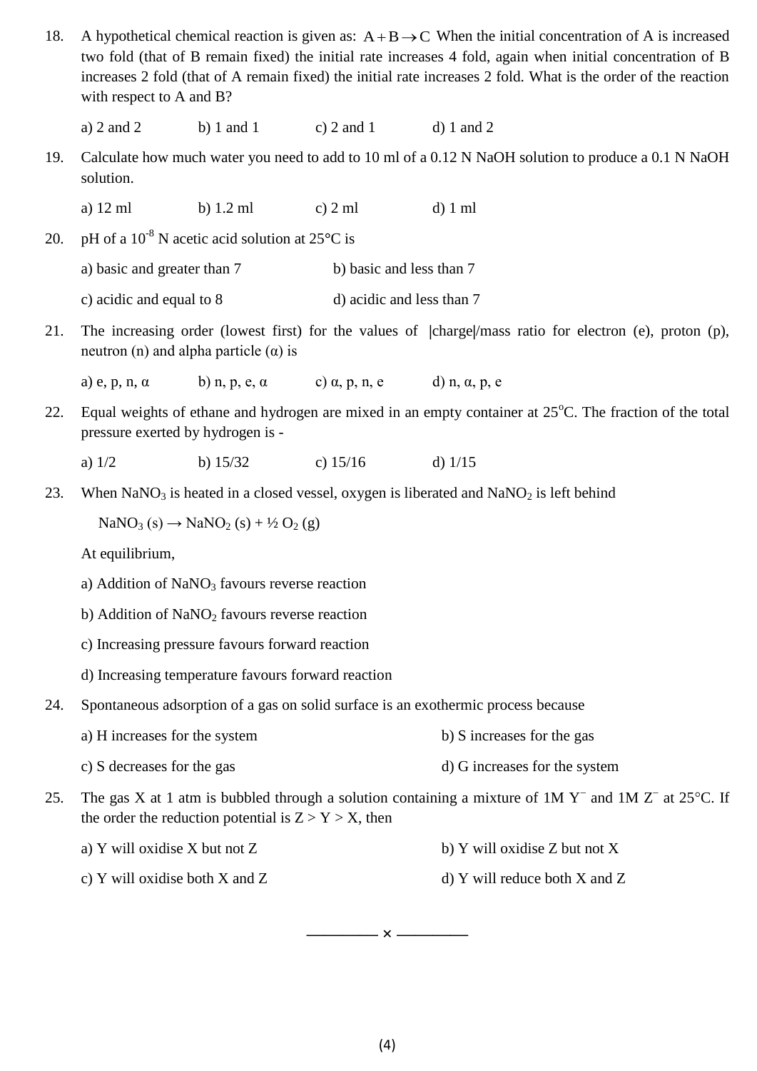18. A hypothetical chemical reaction is given as: $A + B \rightarrow C$ When the initial concentration of A is increased two fold (that of B remain fixed) the initial rate increases 4 fold, again when initial concentration of B increases 2 fold (that of A remain fixed) the initial rate increases 2 fold. What is the order of the reaction with respect to A and B?

    a) 2 and 2 b) 1 and 1 c) 2 and 1 d) 1 and 2

19. Calculate how much water you need to add to 10 ml of a 0.12 N NaOH solution to produce a 0.1 N NaOH solution.

    a) 12 ml b) 1.2 ml c) 2 ml d) 1 ml

20. pH of a $10^{-8}$ N acetic acid solution at 25°C is

    a) basic and greater than 7 b) basic and less than 7

    c) acidic and equal to 8 d) acidic and less than 7

21. The increasing order (lowest first) for the values of |charge|/mass ratio for electron (e), proton (p), neutron (n) and alpha particle (α) is

    a) e, p, n, α b) n, p, e, α c) α, p, n, e d) n, α, p, e

22. Equal weights of ethane and hydrogen are mixed in an empty container at 25°C. The fraction of the total pressure exerted by hydrogen is -

    a) 1/2 b) 15/32 c) 15/16 d) 1/15

23. When $NaNO_3$ is heated in a closed vessel, oxygen is liberated and $NaNO_2$ is left behind

    $NaNO_3 (s) \rightarrow NaNO_2 (s) + ½ O_2 (g)$

    At equilibrium,

    a) Addition of $NaNO_3$ favours reverse reaction

    b) Addition of $NaNO_2$ favours reverse reaction

    c) Increasing pressure favours forward reaction

    d) Increasing temperature favours forward reaction

24. Spontaneous adsorption of a gas on solid surface is an exothermic process because

    a) H increases for the system b) S increases for the gas

    c) S decreases for the gas d) G increases for the system

25. The gas X at 1 atm is bubbled through a solution containing a mixture of 1M $Y^-$ and 1M $Z^-$ at 25°C. If the order the reduction potential is Z > Y > X, then

    a) Y will oxidise X but not Z b) Y will oxidise Z but not X

    c) Y will oxidise both X and Z d) Y will reduce both X and Z

———— × ————